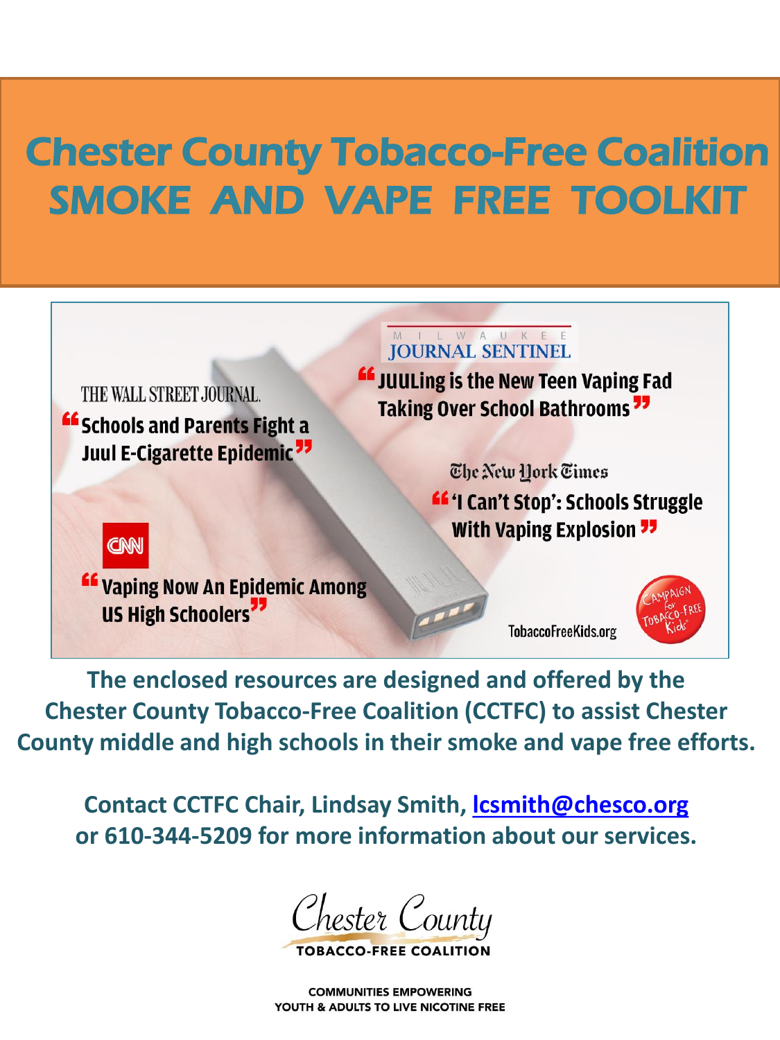# Chester County Tobacco-Free Coalition
# SMOKE AND VAPE FREE TOOLKIT

THE WALL STREET JOURNAL.
"Schools and Parents Fight a Juul E-Cigarette Epidemic"

MILWAUKEE JOURNAL SENTINEL
"JUULing is the New Teen Vaping Fad Taking Over School Bathrooms"

The New York Times
"'I Can't Stop': Schools Struggle With Vaping Explosion"

CNN
"Vaping Now An Epidemic Among US High Schoolers"

TobaccoFreeKids.org

Campaign for Tobacco-Free Kids

**The enclosed resources are designed and offered by the Chester County Tobacco-Free Coalition (CCTFC) to assist Chester County middle and high schools in their smoke and vape free efforts.**

**Contact CCTFC Chair, Lindsay Smith, lcsmith@chesco.org or 610-344-5209 for more information about our services.**

Chester County
TOBACCO-FREE COALITION

COMMUNITIES EMPOWERING
YOUTH & ADULTS TO LIVE NICOTINE FREE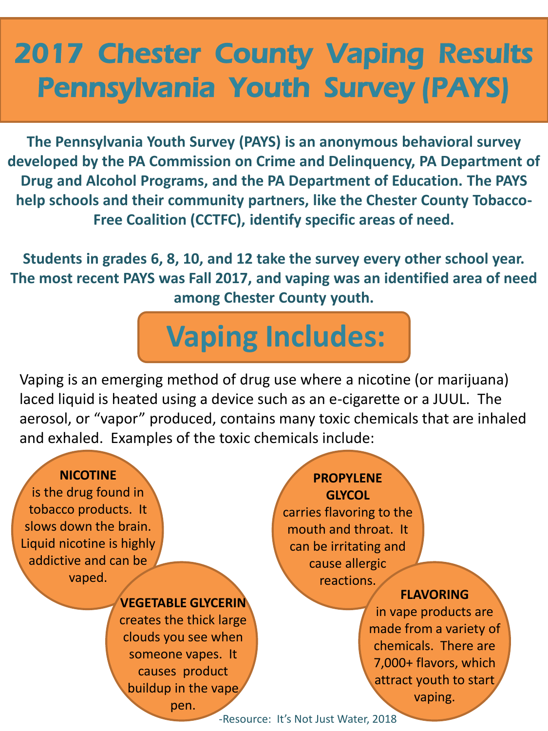# 2017 Chester County Vaping Results Pennsylvania Youth Survey (PAYS)

**The Pennsylvania Youth Survey (PAYS) is an anonymous behavioral survey developed by the PA Commission on Crime and Delinquency, PA Department of Drug and Alcohol Programs, and the PA Department of Education. The PAYS help schools and their community partners, like the Chester County Tobacco-Free Coalition (CCTFC), identify specific areas of need.**

**Students in grades 6, 8, 10, and 12 take the survey every other school year. The most recent PAYS was Fall 2017, and vaping was an identified area of need among Chester County youth.**

## Vaping Includes:

Vaping is an emerging method of drug use where a nicotine (or marijuana) laced liquid is heated using a device such as an e-cigarette or a JUUL. The aerosol, or "vapor" produced, contains many toxic chemicals that are inhaled and exhaled. Examples of the toxic chemicals include:

**NICOTINE** is the drug found in tobacco products. It slows down the brain. Liquid nicotine is highly addictive and can be vaped.

**VEGETABLE GLYCERIN** creates the thick large clouds you see when someone vapes. It causes product buildup in the vape pen.

**PROPYLENE GLYCOL** carries flavoring to the mouth and throat. It can be irritating and cause allergic reactions.

**FLAVORING** in vape products are made from a variety of chemicals. There are 7,000+ flavors, which attract youth to start vaping.

-Resource: It's Not Just Water, 2018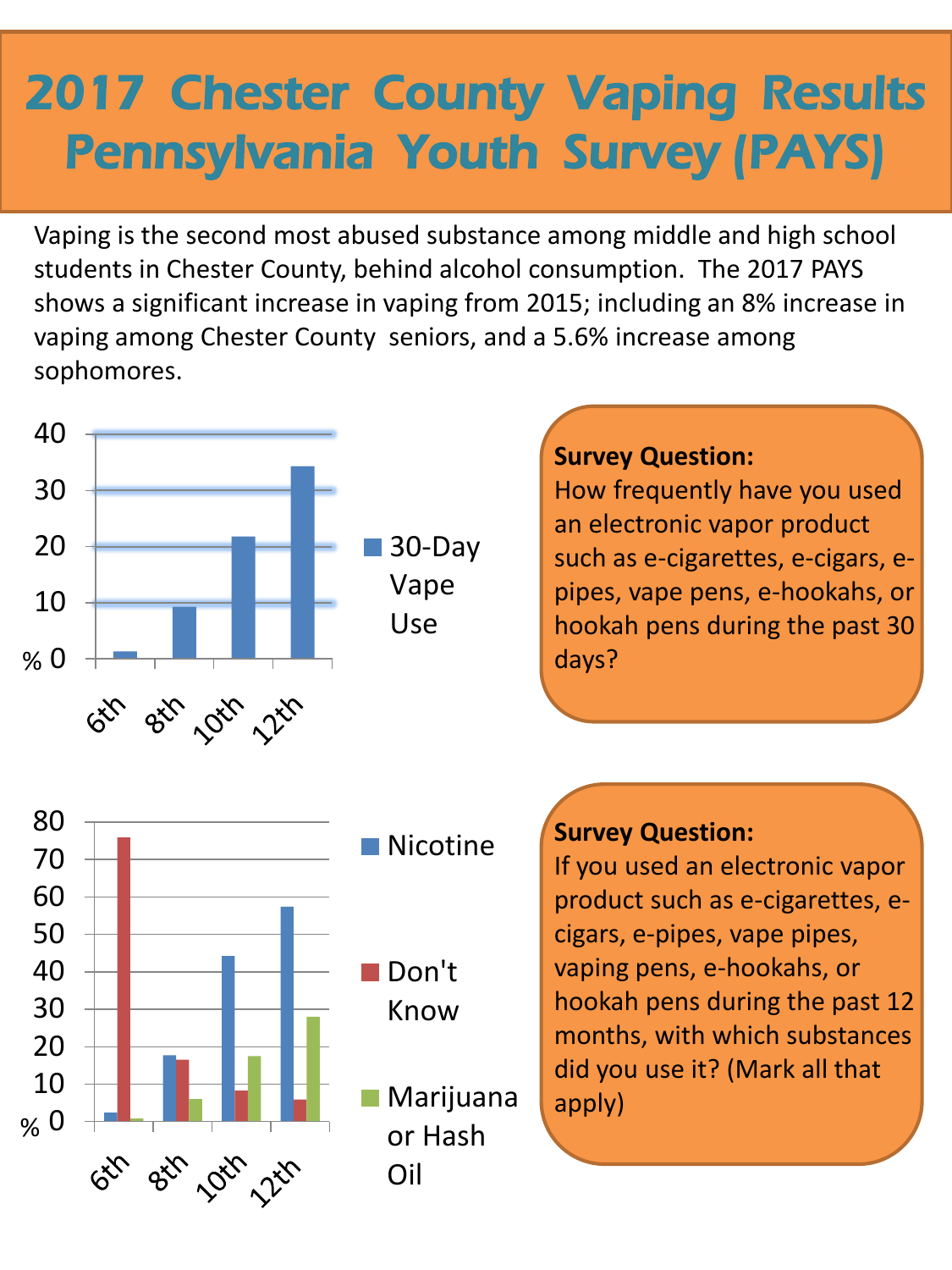# 2017 Chester County Vaping Results Pennsylvania Youth Survey (PAYS)

Vaping is the second most abused substance among middle and high school students in Chester County, behind alcohol consumption. The 2017 PAYS shows a significant increase in vaping from 2015; including an 8% increase in vaping among Chester County seniors, and a 5.6% increase among sophomores.

**Survey Question:**
How frequently have you used an electronic vapor product such as e-cigarettes, e-cigars, e-pipes, vape pens, e-hookahs, or hookah pens during the past 30 days?

**Survey Question:**
If you used an electronic vapor product such as e-cigarettes, e-cigars, e-pipes, vape pipes, vaping pens, e-hookahs, or hookah pens during the past 12 months, with which substances did you use it? (Mark all that apply)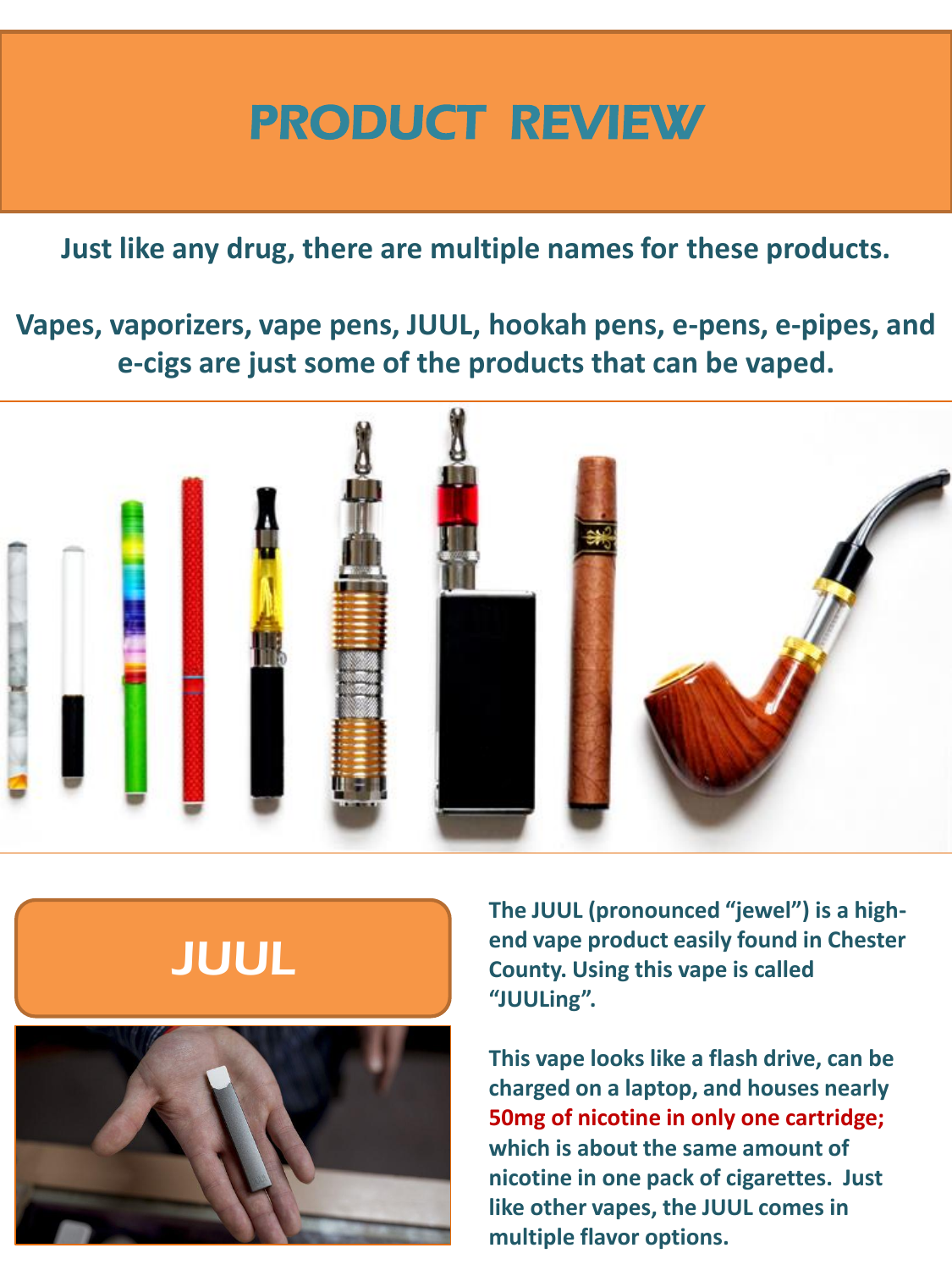# PRODUCT REVIEW

**Just like any drug, there are multiple names for these products.**

**Vapes, vaporizers, vape pens, JUUL, hookah pens, e-pens, e-pipes, and e-cigs are just some of the products that can be vaped.**

## JUUL

**The JUUL (pronounced "jewel") is a high-end vape product easily found in Chester County. Using this vape is called "JUULing".**

**This vape looks like a flash drive, can be charged on a laptop, and houses nearly 50mg of nicotine in only one cartridge; which is about the same amount of nicotine in one pack of cigarettes. Just like other vapes, the JUUL comes in multiple flavor options.**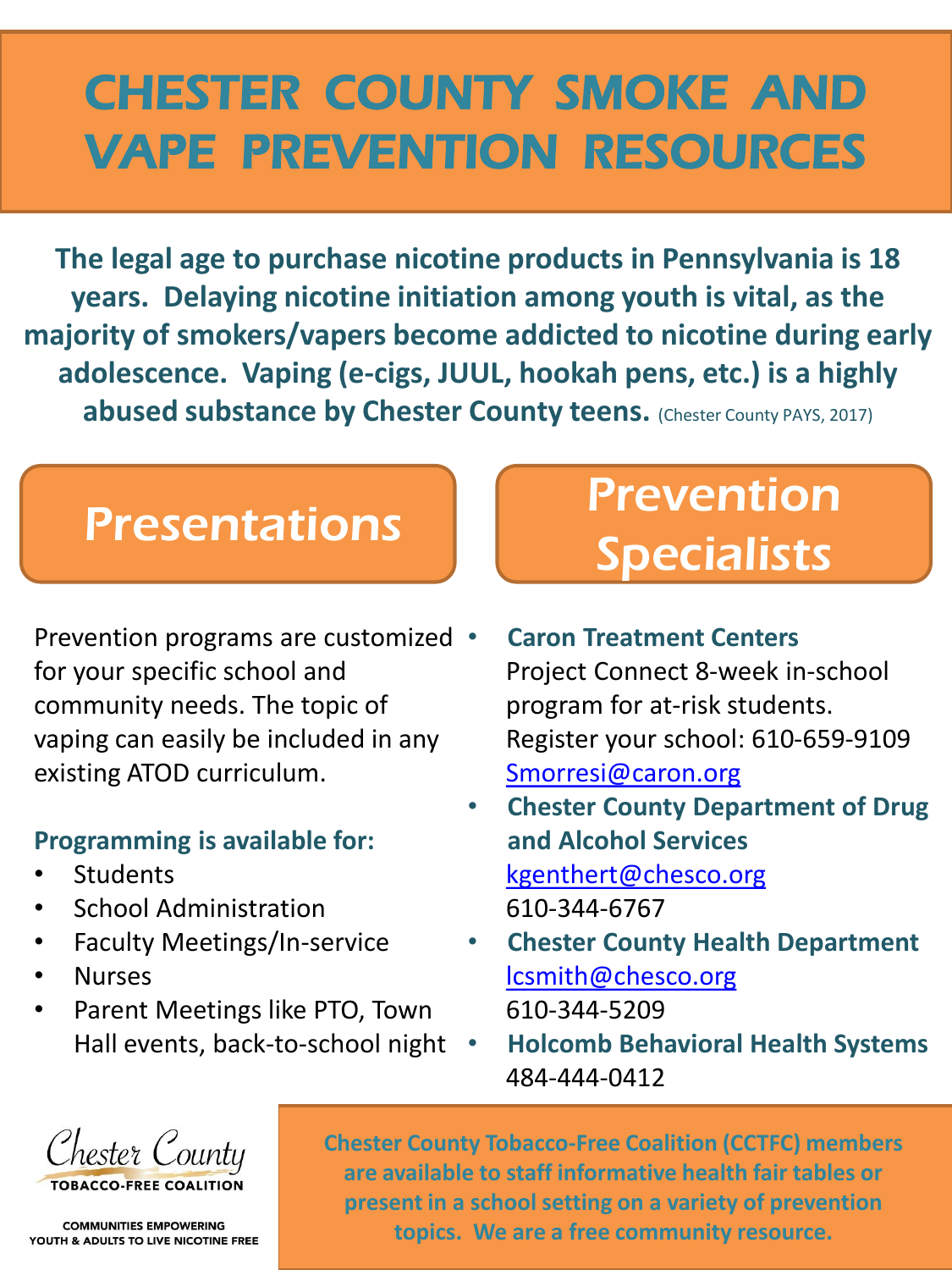# CHESTER COUNTY SMOKE AND VAPE PREVENTION RESOURCES

**The legal age to purchase nicotine products in Pennsylvania is 18 years. Delaying nicotine initiation among youth is vital, as the majority of smokers/vapers become addicted to nicotine during early adolescence. Vaping (e-cigs, JUUL, hookah pens, etc.) is a highly abused substance by Chester County teens.** (Chester County PAYS, 2017)

## Presentations

Prevention programs are customized for your specific school and community needs. The topic of vaping can easily be included in any existing ATOD curriculum.

**Programming is available for:**

- Students
- School Administration
- Faculty Meetings/In-service
- Nurses
- Parent Meetings like PTO, Town Hall events, back-to-school night

## Prevention Specialists

- **Caron Treatment Centers**
  Project Connect 8-week in-school program for at-risk students.
  Register your school: 610-659-9109
  Smorresi@caron.org
- **Chester County Department of Drug and Alcohol Services**
  kgenthert@chesco.org
  610-344-6767
- **Chester County Health Department**
  lcsmith@chesco.org
  610-344-5209
- **Holcomb Behavioral Health Systems**
  484-444-0412

Chester County TOBACCO-FREE COALITION

COMMUNITIES EMPOWERING YOUTH & ADULTS TO LIVE NICOTINE FREE

**Chester County Tobacco-Free Coalition (CCTFC) members are available to staff informative health fair tables or present in a school setting on a variety of prevention topics. We are a free community resource.**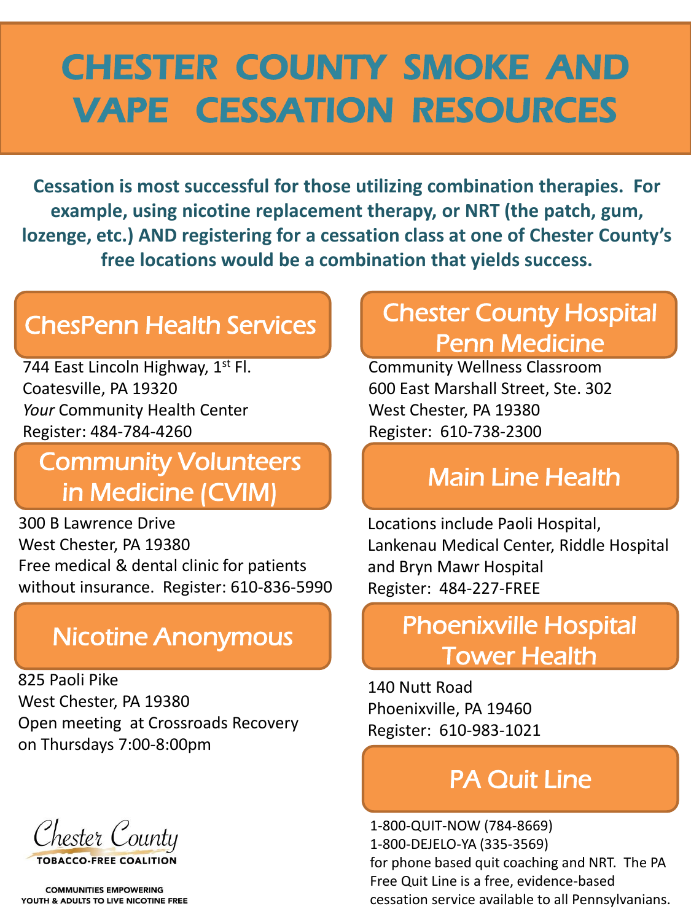# CHESTER COUNTY SMOKE AND VAPE CESSATION RESOURCES

**Cessation is most successful for those utilizing combination therapies. For example, using nicotine replacement therapy, or NRT (the patch, gum, lozenge, etc.) AND registering for a cessation class at one of Chester County's free locations would be a combination that yields success.**

## ChesPenn Health Services

744 East Lincoln Highway, 1st Fl.
Coatesville, PA 19320
*Your* Community Health Center
Register: 484-784-4260

## Community Volunteers in Medicine (CVIM)

300 B Lawrence Drive
West Chester, PA 19380
Free medical & dental clinic for patients without insurance. Register: 610-836-5990

## Nicotine Anonymous

825 Paoli Pike
West Chester, PA 19380
Open meeting at Crossroads Recovery on Thursdays 7:00-8:00pm

## Chester County Hospital Penn Medicine

Community Wellness Classroom
600 East Marshall Street, Ste. 302
West Chester, PA 19380
Register: 610-738-2300

## Main Line Health

Locations include Paoli Hospital, Lankenau Medical Center, Riddle Hospital and Bryn Mawr Hospital
Register: 484-227-FREE

## Phoenixville Hospital Tower Health

140 Nutt Road
Phoenixville, PA 19460
Register: 610-983-1021

## PA Quit Line

1-800-QUIT-NOW (784-8669)
1-800-DEJELO-YA (335-3569)
for phone based quit coaching and NRT. The PA Free Quit Line is a free, evidence-based cessation service available to all Pennsylvanians.

Chester County
TOBACCO-FREE COALITION

COMMUNITIES EMPOWERING YOUTH & ADULTS TO LIVE NICOTINE FREE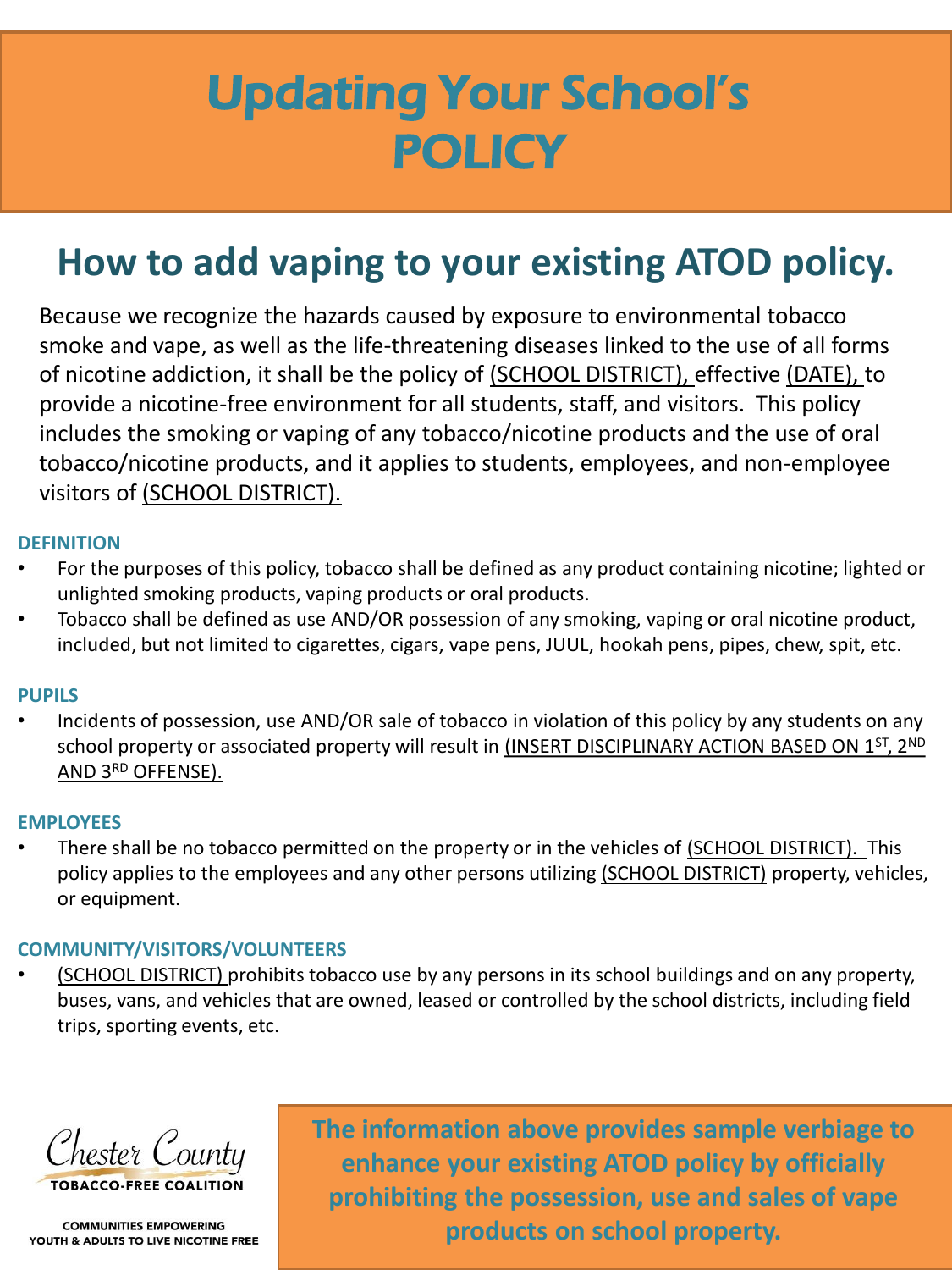# Updating Your School's POLICY

## How to add vaping to your existing ATOD policy.

Because we recognize the hazards caused by exposure to environmental tobacco smoke and vape, as well as the life-threatening diseases linked to the use of all forms of nicotine addiction, it shall be the policy of (SCHOOL DISTRICT), effective (DATE), to provide a nicotine-free environment for all students, staff, and visitors. This policy includes the smoking or vaping of any tobacco/nicotine products and the use of oral tobacco/nicotine products, and it applies to students, employees, and non-employee visitors of (SCHOOL DISTRICT).

### DEFINITION

- For the purposes of this policy, tobacco shall be defined as any product containing nicotine; lighted or unlighted smoking products, vaping products or oral products.
- Tobacco shall be defined as use AND/OR possession of any smoking, vaping or oral nicotine product, included, but not limited to cigarettes, cigars, vape pens, JUUL, hookah pens, pipes, chew, spit, etc.

### PUPILS

- Incidents of possession, use AND/OR sale of tobacco in violation of this policy by any students on any school property or associated property will result in (INSERT DISCIPLINARY ACTION BASED ON 1ST, 2ND AND 3RD OFFENSE).

### EMPLOYEES

- There shall be no tobacco permitted on the property or in the vehicles of (SCHOOL DISTRICT). This policy applies to the employees and any other persons utilizing (SCHOOL DISTRICT) property, vehicles, or equipment.

### COMMUNITY/VISITORS/VOLUNTEERS

- (SCHOOL DISTRICT) prohibits tobacco use by any persons in its school buildings and on any property, buses, vans, and vehicles that are owned, leased or controlled by the school districts, including field trips, sporting events, etc.

Chester County TOBACCO-FREE COALITION

COMMUNITIES EMPOWERING YOUTH & ADULTS TO LIVE NICOTINE FREE

**The information above provides sample verbiage to enhance your existing ATOD policy by officially prohibiting the possession, use and sales of vape products on school property.**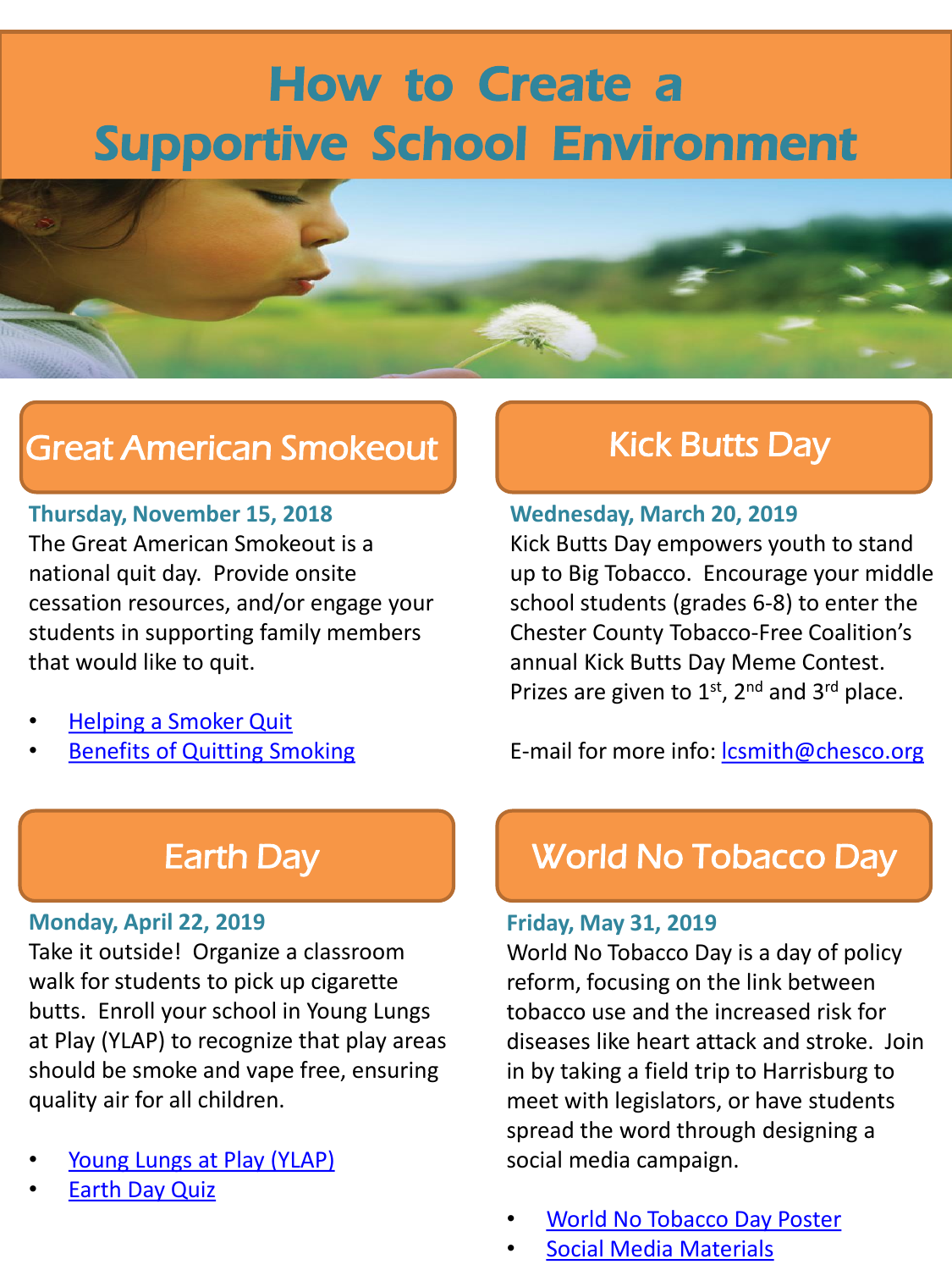# How to Create a Supportive School Environment

## Great American Smokeout

**Thursday, November 15, 2018**

The Great American Smokeout is a national quit day. Provide onsite cessation resources, and/or engage your students in supporting family members that would like to quit.

- Helping a Smoker Quit
- Benefits of Quitting Smoking

## Kick Butts Day

**Wednesday, March 20, 2019**

Kick Butts Day empowers youth to stand up to Big Tobacco. Encourage your middle school students (grades 6-8) to enter the Chester County Tobacco-Free Coalition's annual Kick Butts Day Meme Contest. Prizes are given to 1st, 2nd and 3rd place.

E-mail for more info: lcsmith@chesco.org

## Earth Day

**Monday, April 22, 2019**

Take it outside! Organize a classroom walk for students to pick up cigarette butts. Enroll your school in Young Lungs at Play (YLAP) to recognize that play areas should be smoke and vape free, ensuring quality air for all children.

- Young Lungs at Play (YLAP)
- Earth Day Quiz

## World No Tobacco Day

**Friday, May 31, 2019**

World No Tobacco Day is a day of policy reform, focusing on the link between tobacco use and the increased risk for diseases like heart attack and stroke. Join in by taking a field trip to Harrisburg to meet with legislators, or have students spread the word through designing a social media campaign.

- World No Tobacco Day Poster
- Social Media Materials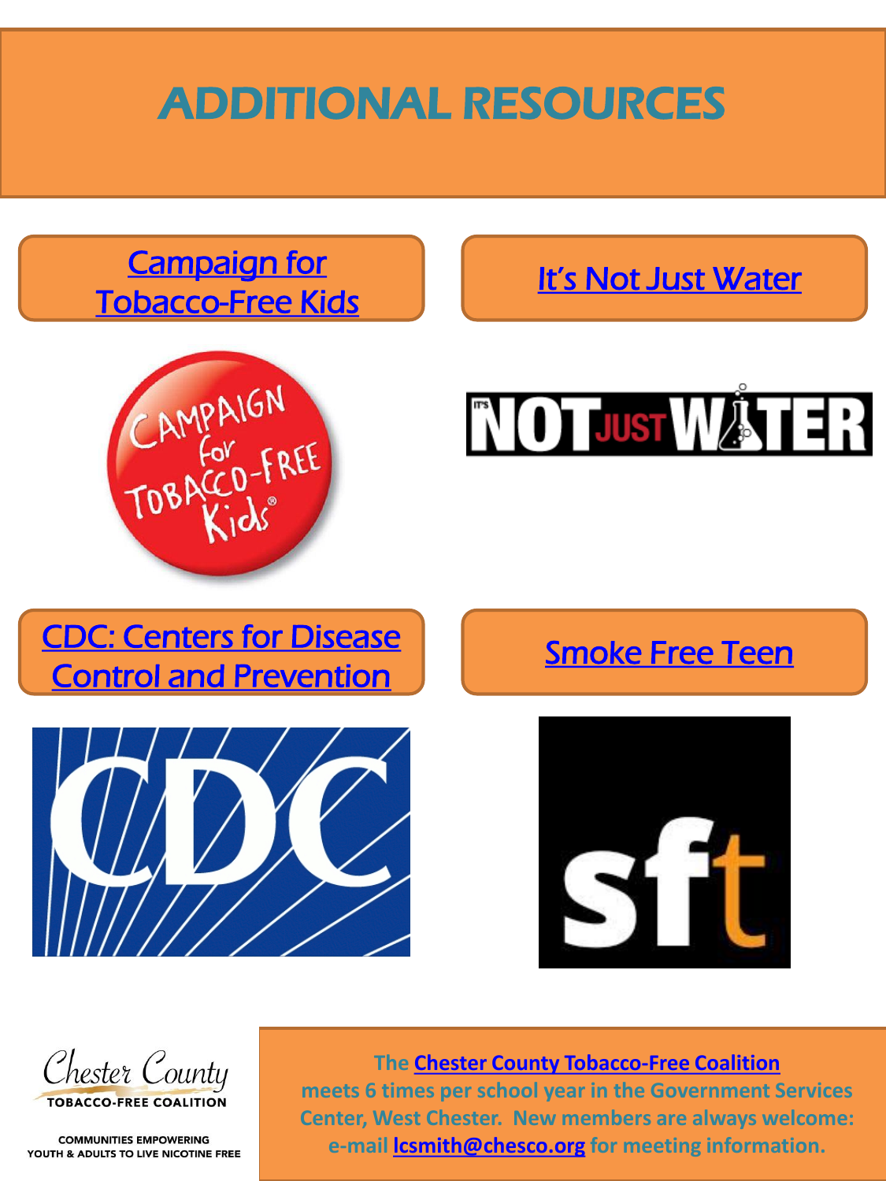# ADDITIONAL RESOURCES

Campaign for Tobacco-Free Kids

It's Not Just Water

CDC: Centers for Disease Control and Prevention

Smoke Free Teen

Chester County TOBACCO-FREE COALITION

COMMUNITIES EMPOWERING YOUTH & ADULTS TO LIVE NICOTINE FREE

The Chester County Tobacco-Free Coalition meets 6 times per school year in the Government Services Center, West Chester. New members are always welcome: e-mail lcsmith@chesco.org for meeting information.